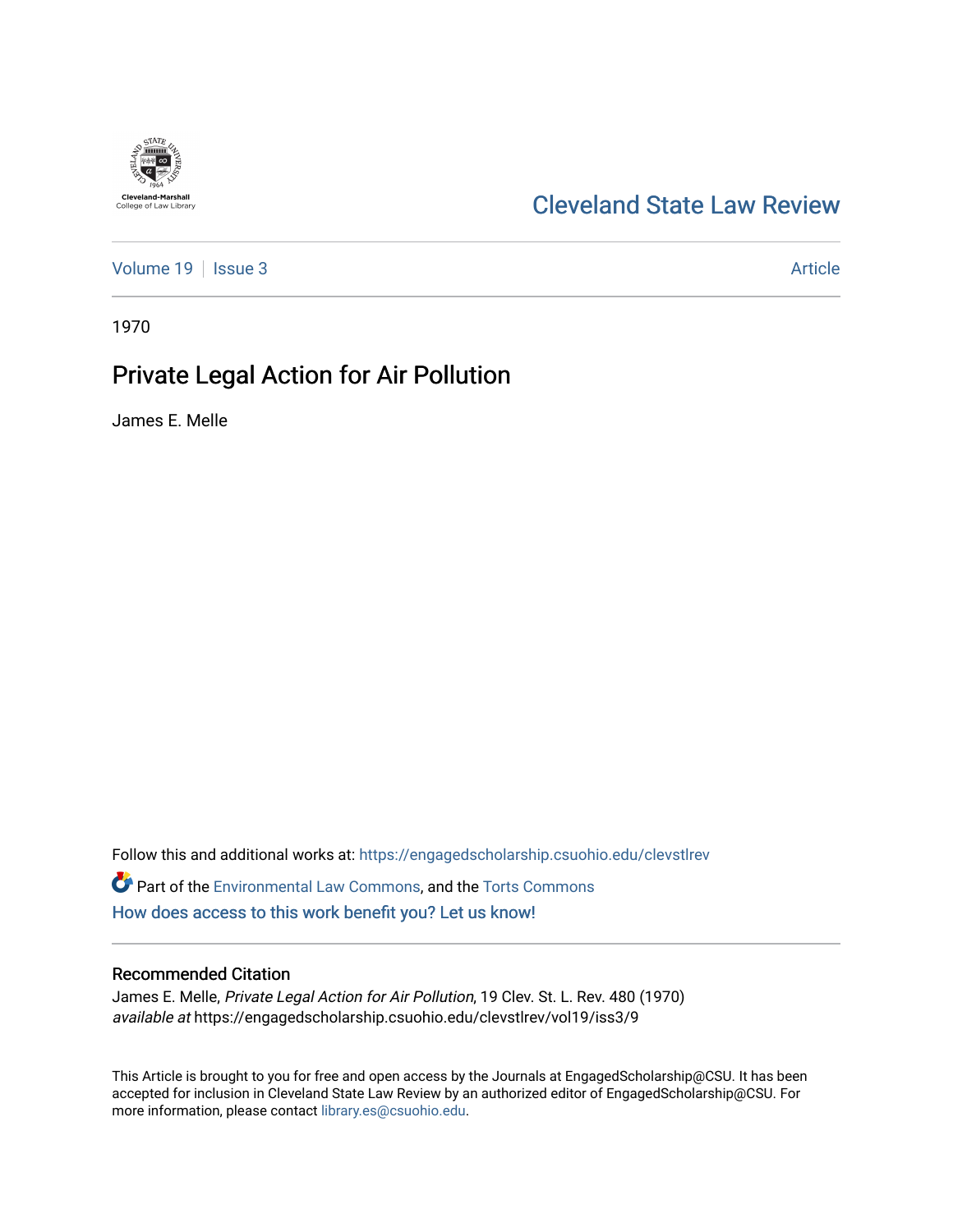Cleveland-Marshall College of Law Library

# Cleveland State Law Review

Volume 19 | Issue 3 | Article

1970

## Private Legal Action for Air Pollution

James E. Melle

Follow this and additional works at: https://engagedscholarship.csuohio.edu/clevstlrev

Part of the Environmental Law Commons, and the Torts Commons

How does access to this work benefit you? Let us know!

### Recommended Citation

James E. Melle, *Private Legal Action for Air Pollution*, 19 Clev. St. L. Rev. 480 (1970)
*available at* https://engagedscholarship.csuohio.edu/clevstlrev/vol19/iss3/9

This Article is brought to you for free and open access by the Journals at EngagedScholarship@CSU. It has been accepted for inclusion in Cleveland State Law Review by an authorized editor of EngagedScholarship@CSU. For more information, please contact library.es@csuohio.edu.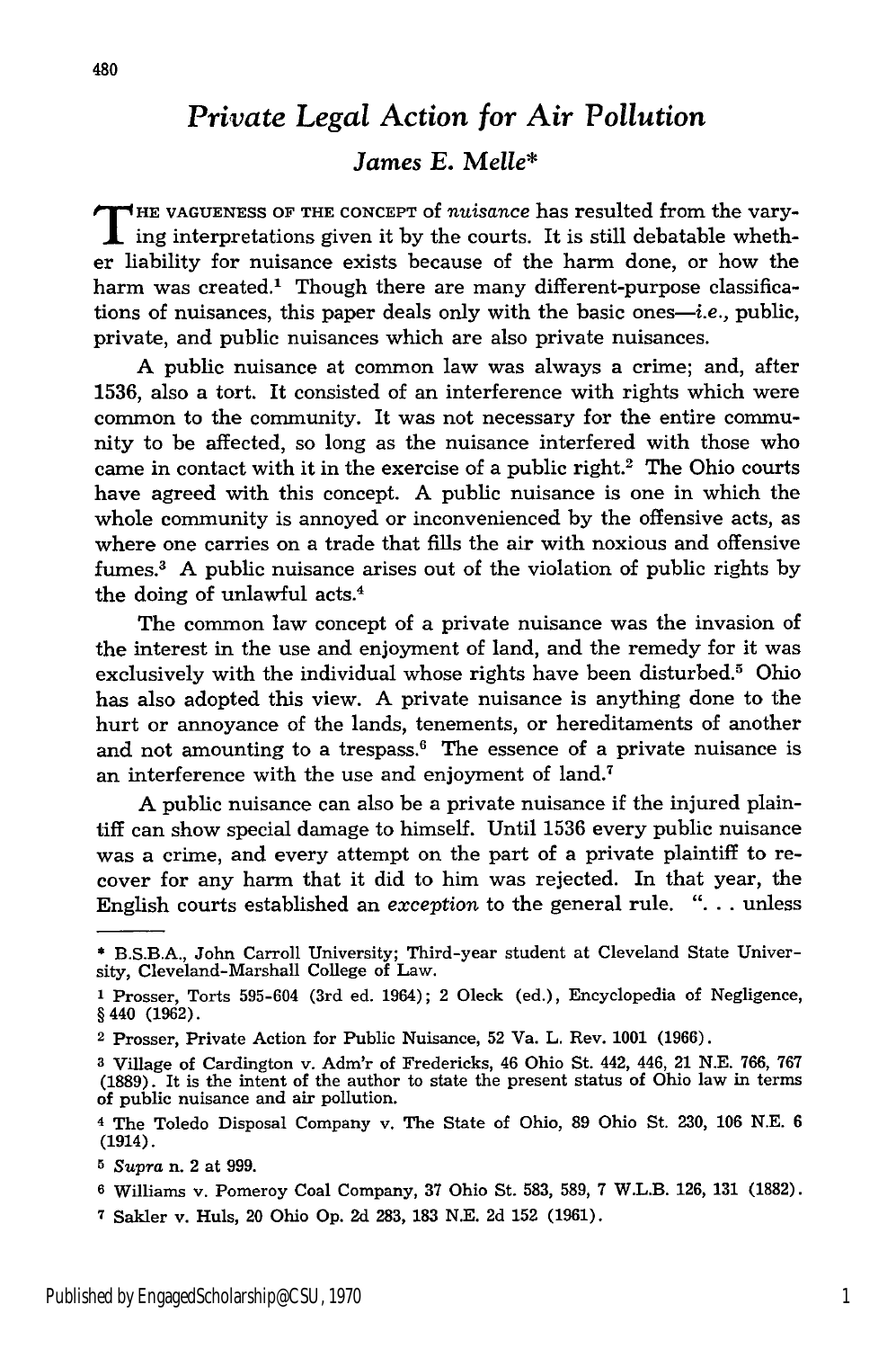# *Private Legal Action for Air Pollution*

## *James E. Melle**

THE VAGUENESS OF THE CONCEPT of *nuisance* has resulted from the varying interpretations given it by the courts. It is still debatable whether liability for nuisance exists because of the harm done, or how the harm was created.[1] Though there are many different-purpose classifications of nuisances, this paper deals only with the basic ones—*i.e.*, public, private, and public nuisances which are also private nuisances.

A public nuisance at common law was always a crime; and, after 1536, also a tort. It consisted of an interference with rights which were common to the community. It was not necessary for the entire community to be affected, so long as the nuisance interfered with those who came in contact with it in the exercise of a public right.[2] The Ohio courts have agreed with this concept. A public nuisance is one in which the whole community is annoyed or inconvenienced by the offensive acts, as where one carries on a trade that fills the air with noxious and offensive fumes.[3] A public nuisance arises out of the violation of public rights by the doing of unlawful acts.[4]

The common law concept of a private nuisance was the invasion of the interest in the use and enjoyment of land, and the remedy for it was exclusively with the individual whose rights have been disturbed.[5] Ohio has also adopted this view. A private nuisance is anything done to the hurt or annoyance of the lands, tenements, or hereditaments of another and not amounting to a trespass.[6] The essence of a private nuisance is an interference with the use and enjoyment of land.[7]

A public nuisance can also be a private nuisance if the injured plaintiff can show special damage to himself. Until 1536 every public nuisance was a crime, and every attempt on the part of a private plaintiff to recover for any harm that it did to him was rejected. In that year, the English courts established an *exception* to the general rule. ". . . unless

---

\* B.S.B.A., John Carroll University; Third-year student at Cleveland State University, Cleveland-Marshall College of Law.

1 Prosser, Torts 595-604 (3rd ed. 1964); 2 Oleck (ed.), Encyclopedia of Negligence, § 440 (1962).

2 Prosser, Private Action for Public Nuisance, 52 Va. L. Rev. 1001 (1966).

3 Village of Cardington v. Adm'r of Fredericks, 46 Ohio St. 442, 446, 21 N.E. 766, 767 (1889). It is the intent of the author to state the present status of Ohio law in terms of public nuisance and air pollution.

4 The Toledo Disposal Company v. The State of Ohio, 89 Ohio St. 230, 106 N.E. 6 (1914).

5 *Supra* n. 2 at 999.

6 Williams v. Pomeroy Coal Company, 37 Ohio St. 583, 589, 7 W.L.B. 126, 131 (1882).

7 Sakler v. Huls, 20 Ohio Op. 2d 283, 183 N.E. 2d 152 (1961).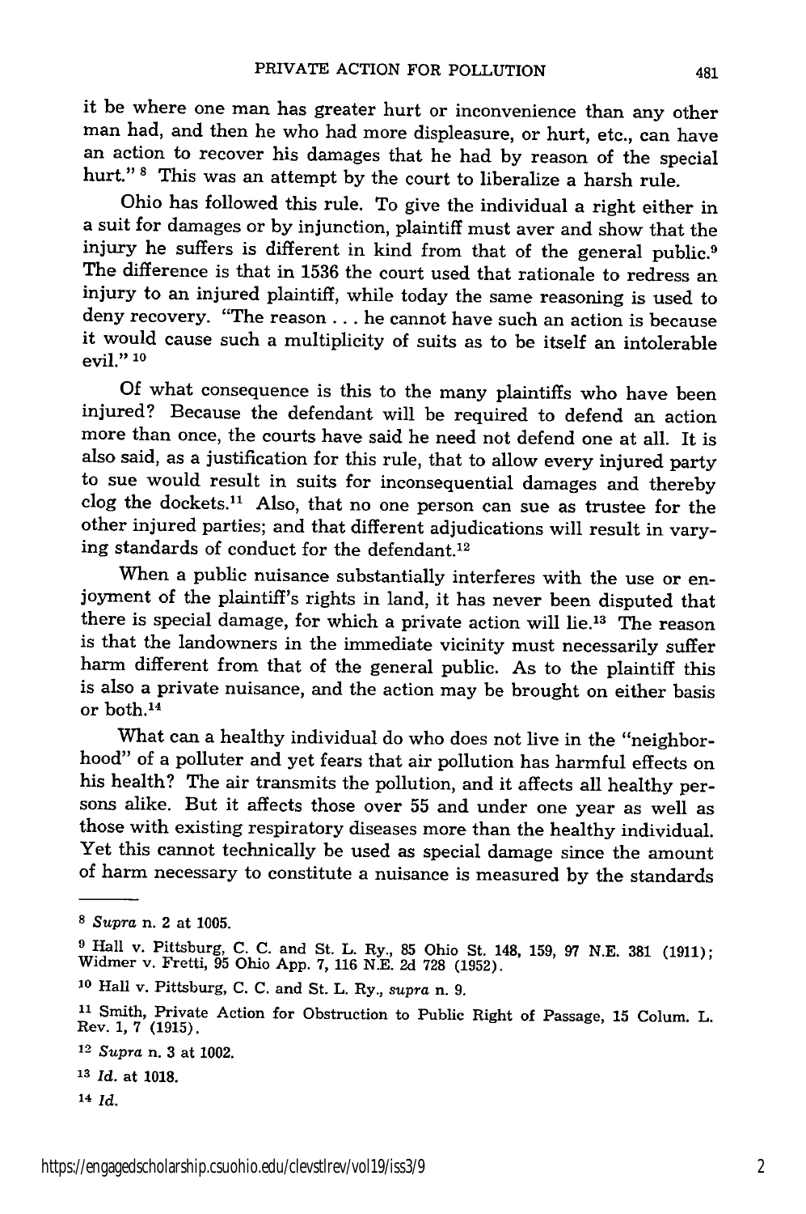it be where one man has greater hurt or inconvenience than any other man had, and then he who had more displeasure, or hurt, etc., can have an action to recover his damages that he had by reason of the special hurt." [8] This was an attempt by the court to liberalize a harsh rule.

Ohio has followed this rule. To give the individual a right either in a suit for damages or by injunction, plaintiff must aver and show that the injury he suffers is different in kind from that of the general public.[9] The difference is that in 1536 the court used that rationale to redress an injury to an injured plaintiff, while today the same reasoning is used to deny recovery. "The reason . . . he cannot have such an action is because it would cause such a multiplicity of suits as to be itself an intolerable evil." [10]

Of what consequence is this to the many plaintiffs who have been injured? Because the defendant will be required to defend an action more than once, the courts have said he need not defend one at all. It is also said, as a justification for this rule, that to allow every injured party to sue would result in suits for inconsequential damages and thereby clog the dockets.[11] Also, that no one person can sue as trustee for the other injured parties; and that different adjudications will result in varying standards of conduct for the defendant.[12]

When a public nuisance substantially interferes with the use or enjoyment of the plaintiff's rights in land, it has never been disputed that there is special damage, for which a private action will lie.[13] The reason is that the landowners in the immediate vicinity must necessarily suffer harm different from that of the general public. As to the plaintiff this is also a private nuisance, and the action may be brought on either basis or both.[14]

What can a healthy individual do who does not live in the "neighborhood" of a polluter and yet fears that air pollution has harmful effects on his health? The air transmits the pollution, and it affects all healthy persons alike. But it affects those over 55 and under one year as well as those with existing respiratory diseases more than the healthy individual. Yet this cannot technically be used as special damage since the amount of harm necessary to constitute a nuisance is measured by the standards

---

[8] *Supra* n. 2 at 1005.

[9] Hall v. Pittsburg, C. C. and St. L. Ry., 85 Ohio St. 148, 159, 97 N.E. 381 (1911); Widmer v. Fretti, 95 Ohio App. 7, 116 N.E. 2d 728 (1952).

[10] Hall v. Pittsburg, C. C. and St. L. Ry., *supra* n. 9.

[11] Smith, Private Action for Obstruction to Public Right of Passage, 15 Colum. L. Rev. 1, 7 (1915).

[12] *Supra* n. 3 at 1002.

[13] *Id.* at 1018.

[14] *Id.*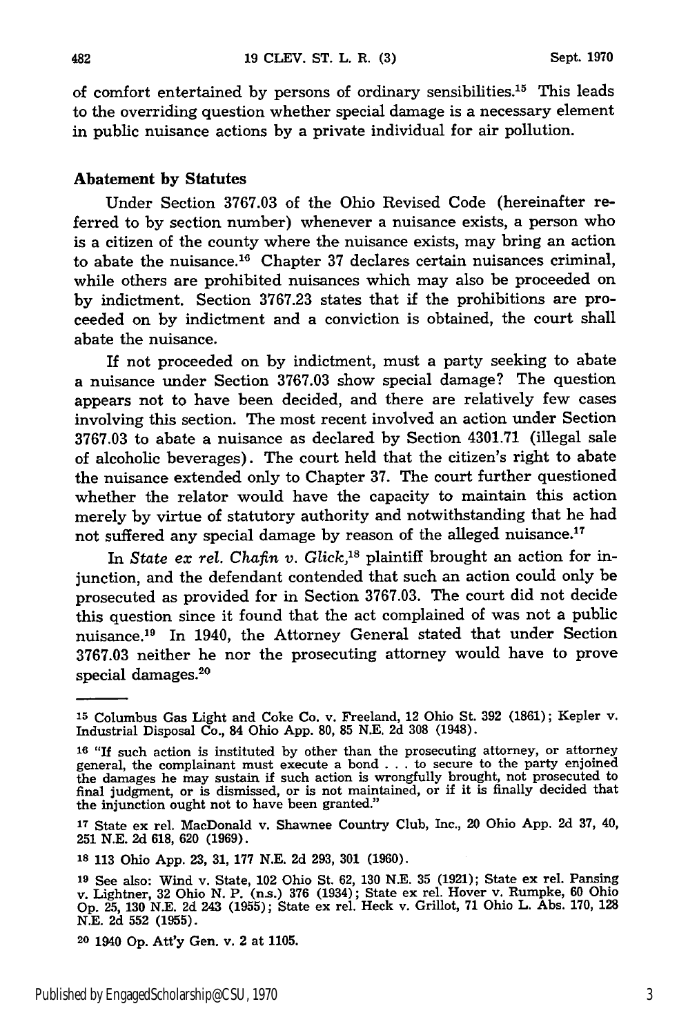of comfort entertained by persons of ordinary sensibilities.[15] This leads to the overriding question whether special damage is a necessary element in public nuisance actions by a private individual for air pollution.

## Abatement by Statutes

Under Section 3767.03 of the Ohio Revised Code (hereinafter referred to by section number) whenever a nuisance exists, a person who is a citizen of the county where the nuisance exists, may bring an action to abate the nuisance.[16] Chapter 37 declares certain nuisances criminal, while others are prohibited nuisances which may also be proceeded on by indictment. Section 3767.23 states that if the prohibitions are proceeded on by indictment and a conviction is obtained, the court shall abate the nuisance.

If not proceeded on by indictment, must a party seeking to abate a nuisance under Section 3767.03 show special damage? The question appears not to have been decided, and there are relatively few cases involving this section. The most recent involved an action under Section 3767.03 to abate a nuisance as declared by Section 4301.71 (illegal sale of alcoholic beverages). The court held that the citizen's right to abate the nuisance extended only to Chapter 37. The court further questioned whether the relator would have the capacity to maintain this action merely by virtue of statutory authority and notwithstanding that he had not suffered any special damage by reason of the alleged nuisance.[17]

In *State ex rel. Chafin v. Glick*,[18] plaintiff brought an action for injunction, and the defendant contended that such an action could only be prosecuted as provided for in Section 3767.03. The court did not decide this question since it found that the act complained of was not a public nuisance.[19] In 1940, the Attorney General stated that under Section 3767.03 neither he nor the prosecuting attorney would have to prove special damages.[20]

---

[15] Columbus Gas Light and Coke Co. v. Freeland, 12 Ohio St. 392 (1861); Kepler v. Industrial Disposal Co., 84 Ohio App. 80, 85 N.E. 2d 308 (1948).

[16] "If such action is instituted by other than the prosecuting attorney, or attorney general, the complainant must execute a bond . . . to secure to the party enjoined the damages he may sustain if such action is wrongfully brought, not prosecuted to final judgment, or is dismissed, or is not maintained, or if it is finally decided that the injunction ought not to have been granted."

[17] State ex rel. MacDonald v. Shawnee Country Club, Inc., 20 Ohio App. 2d 37, 40, 251 N.E. 2d 618, 620 (1969).

[18] 113 Ohio App. 23, 31, 177 N.E. 2d 293, 301 (1960).

[19] See also: Wind v. State, 102 Ohio St. 62, 130 N.E. 35 (1921); State ex rel. Pansing v. Lightner, 32 Ohio N. P. (n.s.) 376 (1934); State ex rel. Hover v. Rumpke, 60 Ohio Op. 25, 130 N.E. 2d 243 (1955); State ex rel. Heck v. Grillot, 71 Ohio L. Abs. 170, 128 N.E. 2d 552 (1955).

[20] 1940 Op. Att'y Gen. v. 2 at 1105.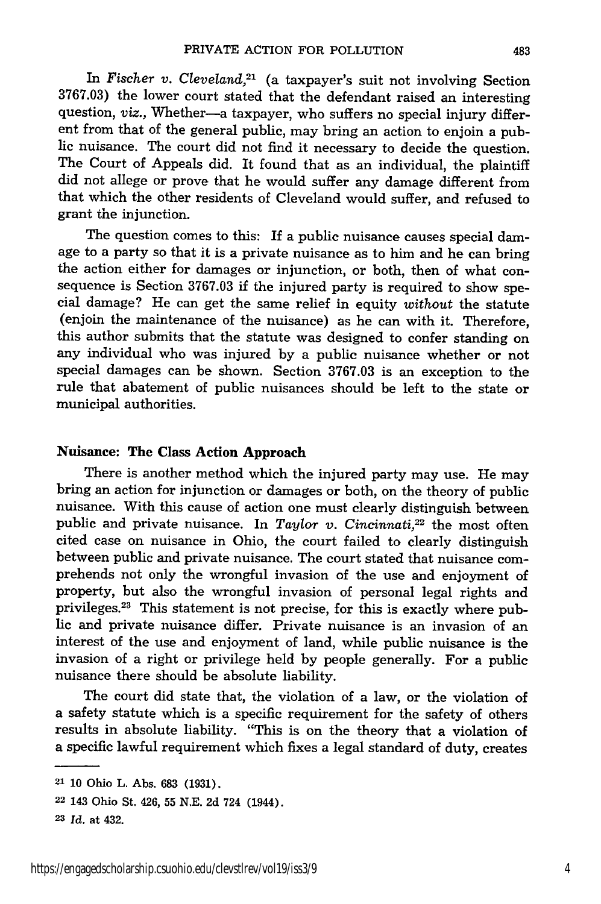In *Fischer v. Cleveland*,[21] (a taxpayer's suit not involving Section 3767.03) the lower court stated that the defendant raised an interesting question, *viz.*, Whether—a taxpayer, who suffers no special injury different from that of the general public, may bring an action to enjoin a public nuisance. The court did not find it necessary to decide the question. The Court of Appeals did. It found that as an individual, the plaintiff did not allege or prove that he would suffer any damage different from that which the other residents of Cleveland would suffer, and refused to grant the injunction.

The question comes to this: If a public nuisance causes special damage to a party so that it is a private nuisance as to him and he can bring the action either for damages or injunction, or both, then of what consequence is Section 3767.03 if the injured party is required to show special damage? He can get the same relief in equity *without* the statute (enjoin the maintenance of the nuisance) as he can with it. Therefore, this author submits that the statute was designed to confer standing on any individual who was injured by a public nuisance whether or not special damages can be shown. Section 3767.03 is an exception to the rule that abatement of public nuisances should be left to the state or municipal authorities.

## Nuisance: The Class Action Approach

There is another method which the injured party may use. He may bring an action for injunction or damages or both, on the theory of public nuisance. With this cause of action one must clearly distinguish between public and private nuisance. In *Taylor v. Cincinnati*,[22] the most often cited case on nuisance in Ohio, the court failed to clearly distinguish between public and private nuisance. The court stated that nuisance comprehends not only the wrongful invasion of the use and enjoyment of property, but also the wrongful invasion of personal legal rights and privileges.[23] This statement is not precise, for this is exactly where public and private nuisance differ. Private nuisance is an invasion of an interest of the use and enjoyment of land, while public nuisance is the invasion of a right or privilege held by people generally. For a public nuisance there should be absolute liability.

The court did state that, the violation of a law, or the violation of a safety statute which is a specific requirement for the safety of others results in absolute liability. "This is on the theory that a violation of a specific lawful requirement which fixes a legal standard of duty, creates

---

[21] 10 Ohio L. Abs. 683 (1931).

[22] 143 Ohio St. 426, 55 N.E. 2d 724 (1944).

[23] *Id.* at 432.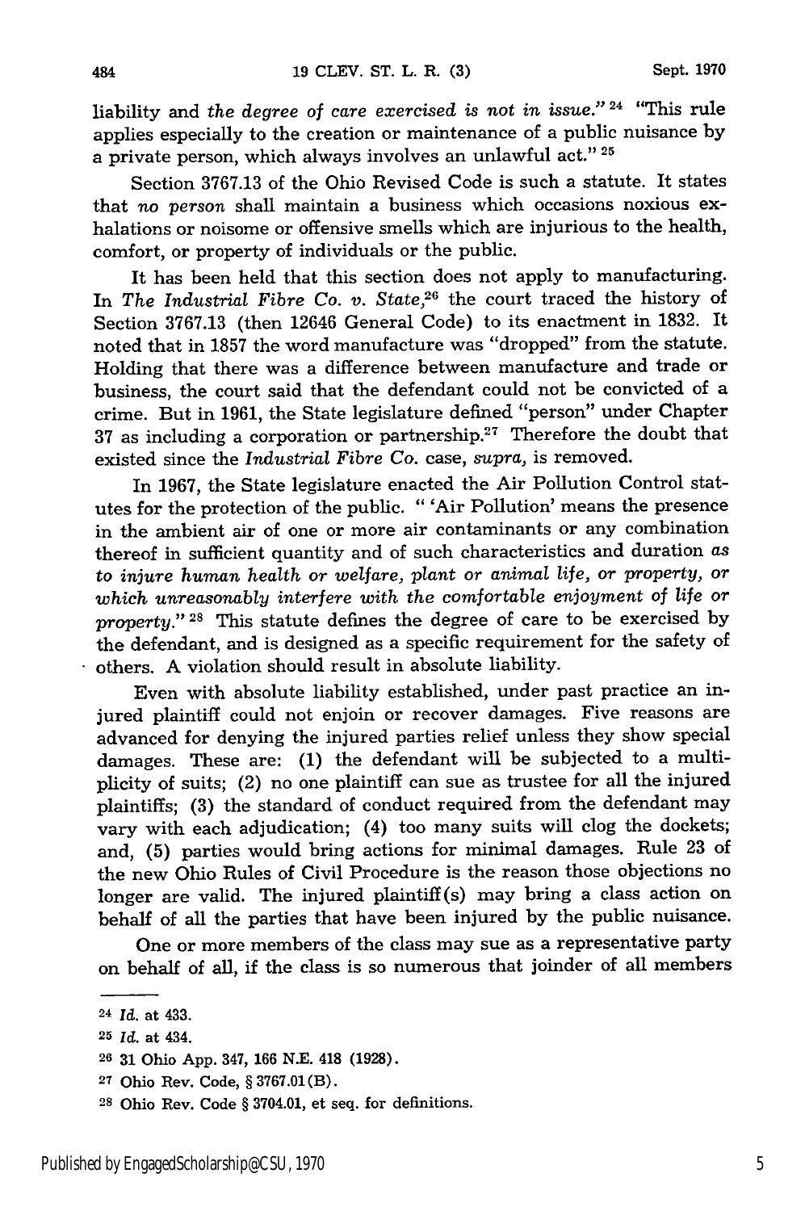liability and *the degree of care exercised is not in issue.*"[24] "This rule applies especially to the creation or maintenance of a public nuisance by a private person, which always involves an unlawful act."[25]

Section 3767.13 of the Ohio Revised Code is such a statute. It states that *no person* shall maintain a business which occasions noxious exhalations or noisome or offensive smells which are injurious to the health, comfort, or property of individuals or the public.

It has been held that this section does not apply to manufacturing. In *The Industrial Fibre Co. v. State*,[26] the court traced the history of Section 3767.13 (then 12646 General Code) to its enactment in 1832. It noted that in 1857 the word manufacture was "dropped" from the statute. Holding that there was a difference between manufacture and trade or business, the court said that the defendant could not be convicted of a crime. But in 1961, the State legislature defined "person" under Chapter 37 as including a corporation or partnership.[27] Therefore the doubt that existed since the *Industrial Fibre Co.* case, *supra*, is removed.

In 1967, the State legislature enacted the Air Pollution Control statutes for the protection of the public. " 'Air Pollution' means the presence in the ambient air of one or more air contaminants or any combination thereof in sufficient quantity and of such characteristics and duration *as to injure human health or welfare, plant or animal life, or property, or which unreasonably interfere with the comfortable enjoyment of life or property.*"[28] This statute defines the degree of care to be exercised by the defendant, and is designed as a specific requirement for the safety of others. A violation should result in absolute liability.

Even with absolute liability established, under past practice an injured plaintiff could not enjoin or recover damages. Five reasons are advanced for denying the injured parties relief unless they show special damages. These are: (1) the defendant will be subjected to a multiplicity of suits; (2) no one plaintiff can sue as trustee for all the injured plaintiffs; (3) the standard of conduct required from the defendant may vary with each adjudication; (4) too many suits will clog the dockets; and, (5) parties would bring actions for minimal damages. Rule 23 of the new Ohio Rules of Civil Procedure is the reason those objections no longer are valid. The injured plaintiff(s) may bring a class action on behalf of all the parties that have been injured by the public nuisance.

One or more members of the class may sue as a representative party on behalf of all, if the class is so numerous that joinder of all members

---

[24] *Id.* at 433.

[25] *Id.* at 434.

[26] 31 Ohio App. 347, 166 N.E. 418 (1928).

[27] Ohio Rev. Code, § 3767.01(B).

[28] Ohio Rev. Code § 3704.01, et seq. for definitions.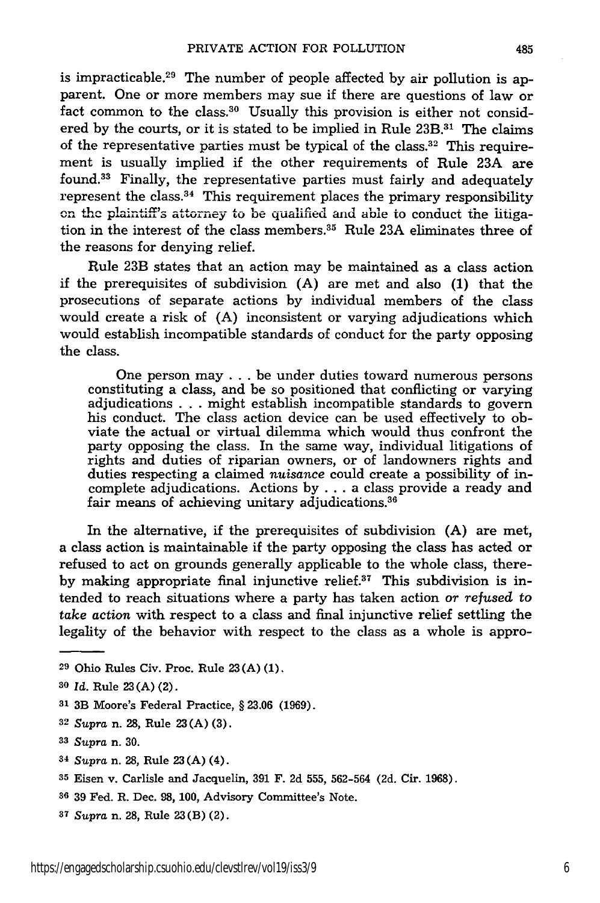is impracticable.[29] The number of people affected by air pollution is apparent. One or more members may sue if there are questions of law or fact common to the class.[30] Usually this provision is either not considered by the courts, or it is stated to be implied in Rule 23B.[31] The claims of the representative parties must be typical of the class.[32] This requirement is usually implied if the other requirements of Rule 23A are found.[33] Finally, the representative parties must fairly and adequately represent the class.[34] This requirement places the primary responsibility on the plaintiff's attorney to be qualified and able to conduct the litigation in the interest of the class members.[35] Rule 23A eliminates three of the reasons for denying relief.

Rule 23B states that an action may be maintained as a class action if the prerequisites of subdivision (A) are met and also (1) that the prosecutions of separate actions by individual members of the class would create a risk of (A) inconsistent or varying adjudications which would establish incompatible standards of conduct for the party opposing the class.

> One person may . . . be under duties toward numerous persons constituting a class, and be so positioned that conflicting or varying adjudications . . . might establish incompatible standards to govern his conduct. The class action device can be used effectively to obviate the actual or virtual dilemma which would thus confront the party opposing the class. In the same way, individual litigations of rights and duties of riparian owners, or of landowners rights and duties respecting a claimed *nuisance* could create a possibility of incomplete adjudications. Actions by . . . a class provide a ready and fair means of achieving unitary adjudications.[36]

In the alternative, if the prerequisites of subdivision (A) are met, a class action is maintainable if the party opposing the class has acted or refused to act on grounds generally applicable to the whole class, thereby making appropriate final injunctive relief.[37] This subdivision is intended to reach situations where a party has taken action *or refused to take action* with respect to a class and final injunctive relief settling the legality of the behavior with respect to the class as a whole is appro-

---

[29] Ohio Rules Civ. Proc. Rule 23(A)(1).

[30] *Id.* Rule 23(A)(2).

[31] 3B Moore's Federal Practice, § 23.06 (1969).

[32] *Supra* n. 28, Rule 23(A)(3).

[33] *Supra* n. 30.

[34] *Supra* n. 28, Rule 23(A)(4).

[35] Eisen v. Carlisle and Jacquelin, 391 F. 2d 555, 562-564 (2d. Cir. 1968).

[36] 39 Fed. R. Dec. 98, 100, Advisory Committee's Note.

[37] *Supra* n. 28, Rule 23(B)(2).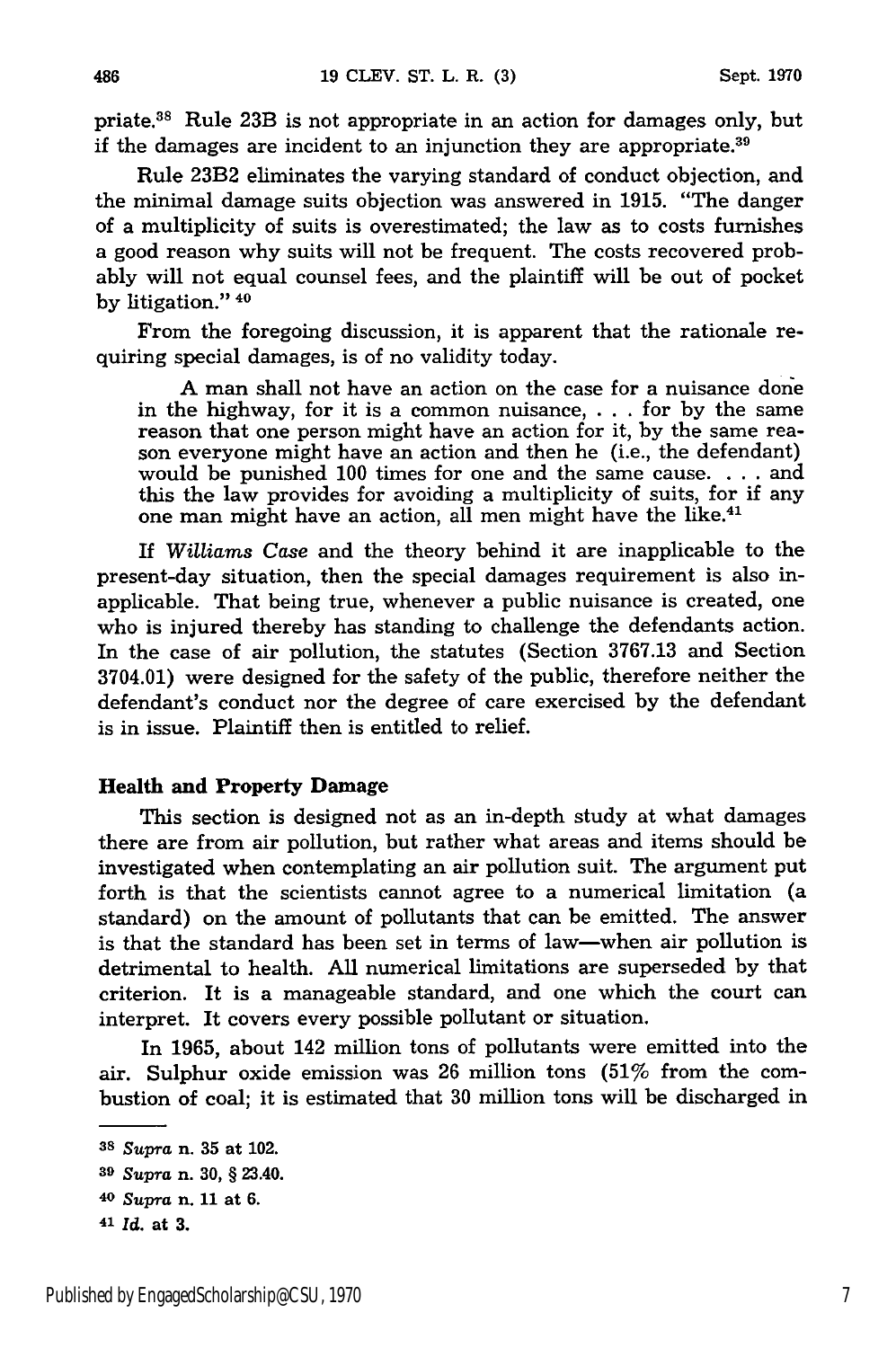priate.[38] Rule 23B is not appropriate in an action for damages only, but if the damages are incident to an injunction they are appropriate.[39]

Rule 23B2 eliminates the varying standard of conduct objection, and the minimal damage suits objection was answered in 1915. "The danger of a multiplicity of suits is overestimated; the law as to costs furnishes a good reason why suits will not be frequent. The costs recovered probably will not equal counsel fees, and the plaintiff will be out of pocket by litigation." [40]

From the foregoing discussion, it is apparent that the rationale requiring special damages, is of no validity today.

> A man shall not have an action on the case for a nuisance done in the highway, for it is a common nuisance, . . . for by the same reason that one person might have an action for it, by the same reason everyone might have an action and then he (i.e., the defendant) would be punished 100 times for one and the same cause. . . . and this the law provides for avoiding a multiplicity of suits, for if any one man might have an action, all men might have the like.[41]

If *Williams Case* and the theory behind it are inapplicable to the present-day situation, then the special damages requirement is also inapplicable. That being true, whenever a public nuisance is created, one who is injured thereby has standing to challenge the defendants action. In the case of air pollution, the statutes (Section 3767.13 and Section 3704.01) were designed for the safety of the public, therefore neither the defendant's conduct nor the degree of care exercised by the defendant is in issue. Plaintiff then is entitled to relief.

### Health and Property Damage

This section is designed not as an in-depth study at what damages there are from air pollution, but rather what areas and items should be investigated when contemplating an air pollution suit. The argument put forth is that the scientists cannot agree to a numerical limitation (a standard) on the amount of pollutants that can be emitted. The answer is that the standard has been set in terms of law—when air pollution is detrimental to health. All numerical limitations are superseded by that criterion. It is a manageable standard, and one which the court can interpret. It covers every possible pollutant or situation.

In 1965, about 142 million tons of pollutants were emitted into the air. Sulphur oxide emission was 26 million tons (51% from the combustion of coal; it is estimated that 30 million tons will be discharged in

---

[38] *Supra* n. 35 at 102.

[39] *Supra* n. 30, § 23.40.

[40] *Supra* n. 11 at 6.

[41] *Id.* at 3.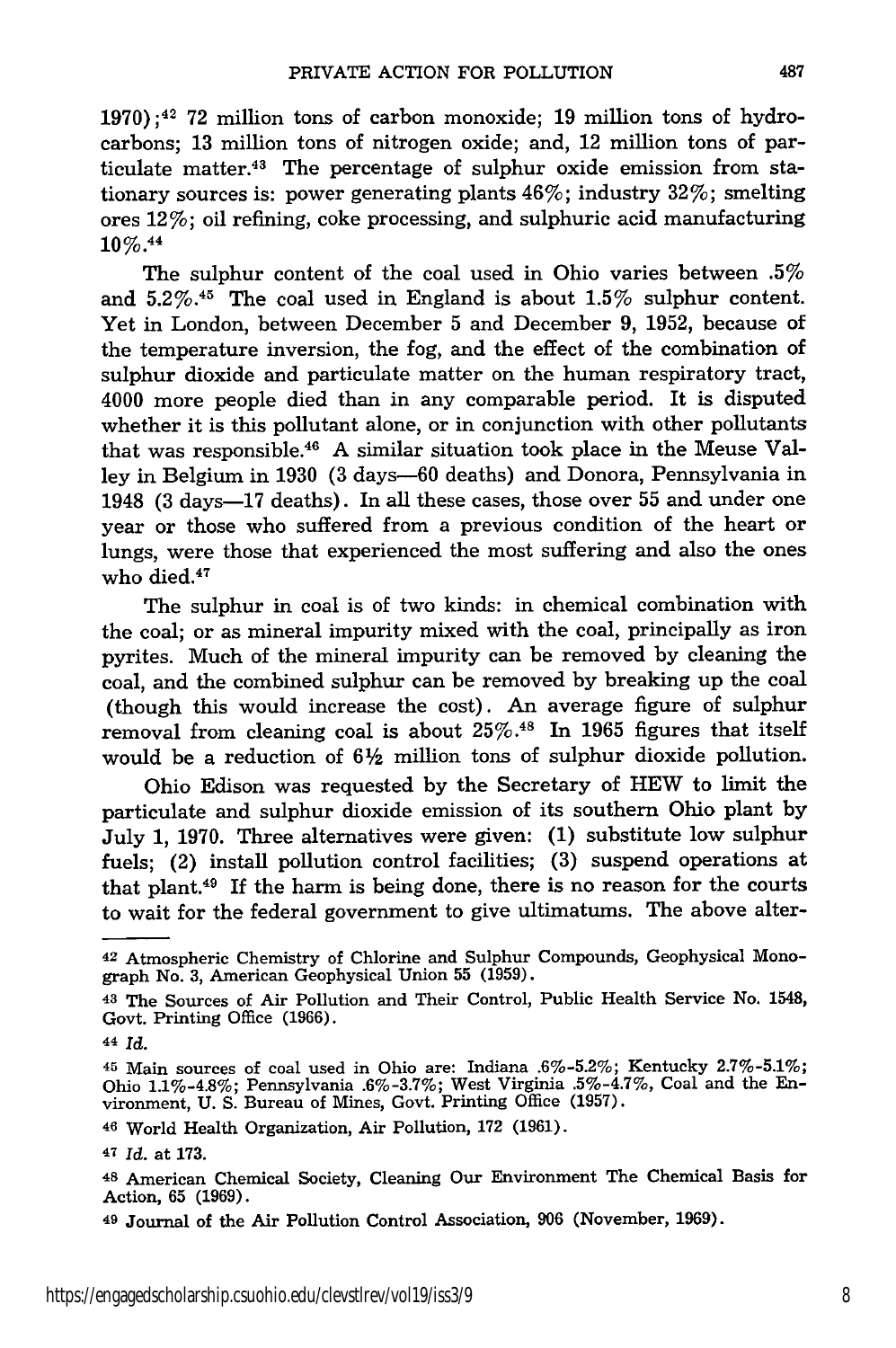1970);[42] 72 million tons of carbon monoxide; 19 million tons of hydrocarbons; 13 million tons of nitrogen oxide; and, 12 million tons of particulate matter.[43] The percentage of sulphur oxide emission from stationary sources is: power generating plants 46%; industry 32%; smelting ores 12%; oil refining, coke processing, and sulphuric acid manufacturing 10%.[44]

The sulphur content of the coal used in Ohio varies between .5% and 5.2%.[45] The coal used in England is about 1.5% sulphur content. Yet in London, between December 5 and December 9, 1952, because of the temperature inversion, the fog, and the effect of the combination of sulphur dioxide and particulate matter on the human respiratory tract, 4000 more people died than in any comparable period. It is disputed whether it is this pollutant alone, or in conjunction with other pollutants that was responsible.[46] A similar situation took place in the Meuse Valley in Belgium in 1930 (3 days—60 deaths) and Donora, Pennsylvania in 1948 (3 days—17 deaths). In all these cases, those over 55 and under one year or those who suffered from a previous condition of the heart or lungs, were those that experienced the most suffering and also the ones who died.[47]

The sulphur in coal is of two kinds: in chemical combination with the coal; or as mineral impurity mixed with the coal, principally as iron pyrites. Much of the mineral impurity can be removed by cleaning the coal, and the combined sulphur can be removed by breaking up the coal (though this would increase the cost). An average figure of sulphur removal from cleaning coal is about 25%.[48] In 1965 figures that itself would be a reduction of 6½ million tons of sulphur dioxide pollution.

Ohio Edison was requested by the Secretary of HEW to limit the particulate and sulphur dioxide emission of its southern Ohio plant by July 1, 1970. Three alternatives were given: (1) substitute low sulphur fuels; (2) install pollution control facilities; (3) suspend operations at that plant.[49] If the harm is being done, there is no reason for the courts to wait for the federal government to give ultimatums. The above alter-

---

42 Atmospheric Chemistry of Chlorine and Sulphur Compounds, Geophysical Monograph No. 3, American Geophysical Union 55 (1959).

43 The Sources of Air Pollution and Their Control, Public Health Service No. 1548, Govt. Printing Office (1966).

44 *Id.*

45 Main sources of coal used in Ohio are: Indiana .6%-5.2%; Kentucky 2.7%-5.1%; Ohio 1.1%-4.8%; Pennsylvania .6%-3.7%; West Virginia .5%-4.7%, Coal and the Environment, U. S. Bureau of Mines, Govt. Printing Office (1957).

46 World Health Organization, Air Pollution, 172 (1961).

47 *Id.* at 173.

48 American Chemical Society, Cleaning Our Environment The Chemical Basis for Action, 65 (1969).

49 Journal of the Air Pollution Control Association, 906 (November, 1969).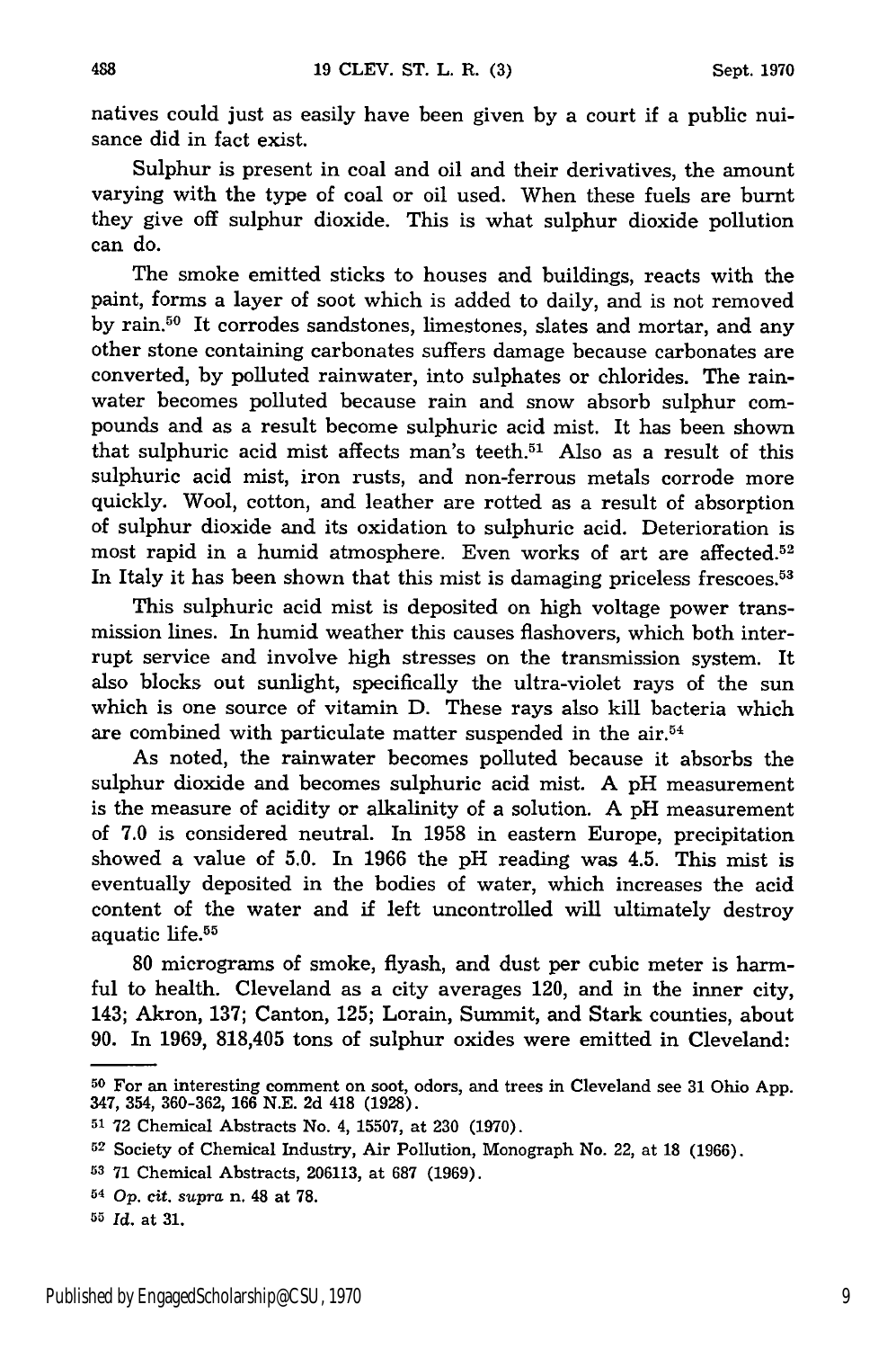natives could just as easily have been given by a court if a public nuisance did in fact exist.

Sulphur is present in coal and oil and their derivatives, the amount varying with the type of coal or oil used. When these fuels are burnt they give off sulphur dioxide. This is what sulphur dioxide pollution can do.

The smoke emitted sticks to houses and buildings, reacts with the paint, forms a layer of soot which is added to daily, and is not removed by rain.[50] It corrodes sandstones, limestones, slates and mortar, and any other stone containing carbonates suffers damage because carbonates are converted, by polluted rainwater, into sulphates or chlorides. The rainwater becomes polluted because rain and snow absorb sulphur compounds and as a result become sulphuric acid mist. It has been shown that sulphuric acid mist affects man's teeth.[51] Also as a result of this sulphuric acid mist, iron rusts, and non-ferrous metals corrode more quickly. Wool, cotton, and leather are rotted as a result of absorption of sulphur dioxide and its oxidation to sulphuric acid. Deterioration is most rapid in a humid atmosphere. Even works of art are affected.[52] In Italy it has been shown that this mist is damaging priceless frescoes.[53]

This sulphuric acid mist is deposited on high voltage power transmission lines. In humid weather this causes flashovers, which both interrupt service and involve high stresses on the transmission system. It also blocks out sunlight, specifically the ultra-violet rays of the sun which is one source of vitamin D. These rays also kill bacteria which are combined with particulate matter suspended in the air.[54]

As noted, the rainwater becomes polluted because it absorbs the sulphur dioxide and becomes sulphuric acid mist. A pH measurement is the measure of acidity or alkalinity of a solution. A pH measurement of 7.0 is considered neutral. In 1958 in eastern Europe, precipitation showed a value of 5.0. In 1966 the pH reading was 4.5. This mist is eventually deposited in the bodies of water, which increases the acid content of the water and if left uncontrolled will ultimately destroy aquatic life.[55]

80 micrograms of smoke, flyash, and dust per cubic meter is harmful to health. Cleveland as a city averages 120, and in the inner city, 143; Akron, 137; Canton, 125; Lorain, Summit, and Stark counties, about 90. In 1969, 818,405 tons of sulphur oxides were emitted in Cleveland:

---

[50] For an interesting comment on soot, odors, and trees in Cleveland see 31 Ohio App. 347, 354, 360-362, 166 N.E. 2d 418 (1928).

[51] 72 Chemical Abstracts No. 4, 15507, at 230 (1970).

[52] Society of Chemical Industry, Air Pollution, Monograph No. 22, at 18 (1966).

[53] 71 Chemical Abstracts, 206113, at 687 (1969).

[54] *Op. cit. supra* n. 48 at 78.

[55] *Id.* at 31.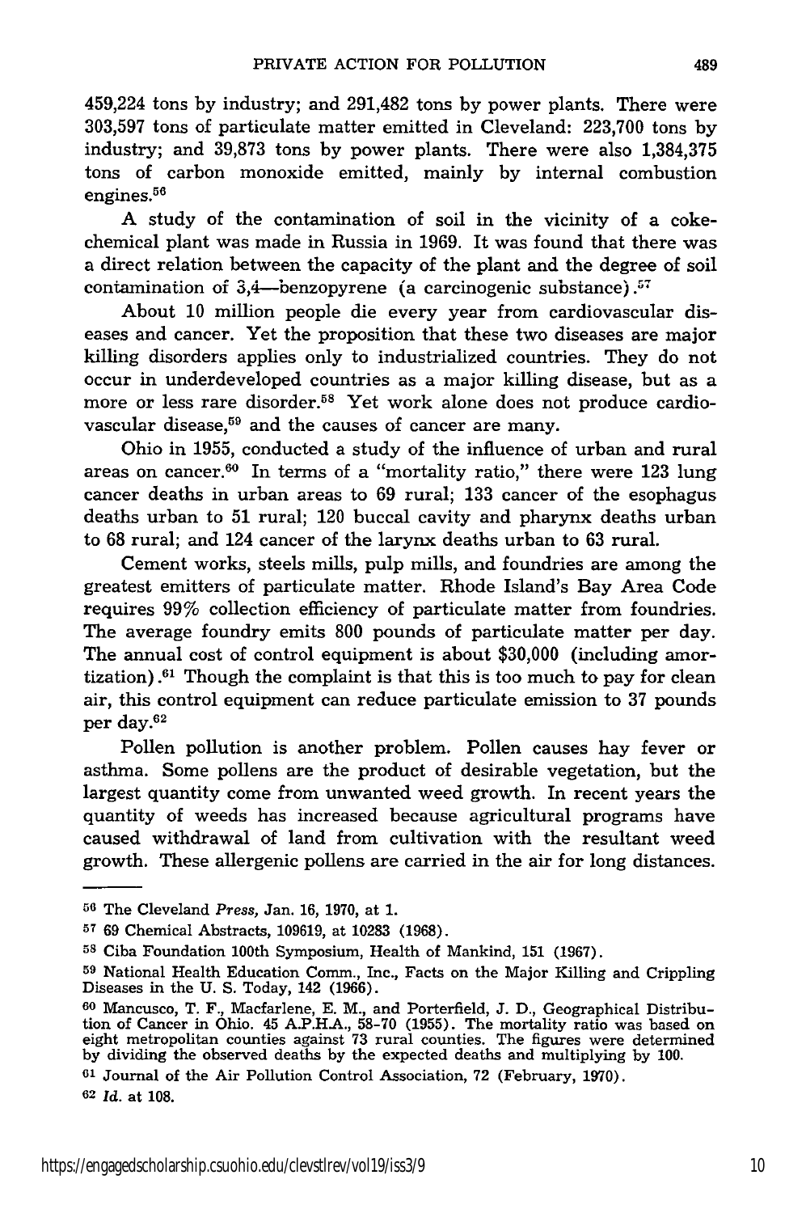459,224 tons by industry; and 291,482 tons by power plants. There were 303,597 tons of particulate matter emitted in Cleveland: 223,700 tons by industry; and 39,873 tons by power plants. There were also 1,384,375 tons of carbon monoxide emitted, mainly by internal combustion engines.[56]

A study of the contamination of soil in the vicinity of a coke-chemical plant was made in Russia in 1969. It was found that there was a direct relation between the capacity of the plant and the degree of soil contamination of 3,4—benzopyrene (a carcinogenic substance).[57]

About 10 million people die every year from cardiovascular diseases and cancer. Yet the proposition that these two diseases are major killing disorders applies only to industrialized countries. They do not occur in underdeveloped countries as a major killing disease, but as a more or less rare disorder.[58] Yet work alone does not produce cardiovascular disease,[59] and the causes of cancer are many.

Ohio in 1955, conducted a study of the influence of urban and rural areas on cancer.[60] In terms of a "mortality ratio," there were 123 lung cancer deaths in urban areas to 69 rural; 133 cancer of the esophagus deaths urban to 51 rural; 120 buccal cavity and pharynx deaths urban to 68 rural; and 124 cancer of the larynx deaths urban to 63 rural.

Cement works, steels mills, pulp mills, and foundries are among the greatest emitters of particulate matter. Rhode Island's Bay Area Code requires 99% collection efficiency of particulate matter from foundries. The average foundry emits 800 pounds of particulate matter per day. The annual cost of control equipment is about $30,000 (including amortization).[61] Though the complaint is that this is too much to pay for clean air, this control equipment can reduce particulate emission to 37 pounds per day.[62]

Pollen pollution is another problem. Pollen causes hay fever or asthma. Some pollens are the product of desirable vegetation, but the largest quantity come from unwanted weed growth. In recent years the quantity of weeds has increased because agricultural programs have caused withdrawal of land from cultivation with the resultant weed growth. These allergenic pollens are carried in the air for long distances.

---

[56] The Cleveland *Press*, Jan. 16, 1970, at 1.

[57] 69 Chemical Abstracts, 109619, at 10283 (1968).

[58] Ciba Foundation 100th Symposium, Health of Mankind, 151 (1967).

[59] National Health Education Comm., Inc., Facts on the Major Killing and Crippling Diseases in the U. S. Today, 142 (1966).

[60] Mancusco, T. F., Macfarlene, E. M., and Porterfield, J. D., Geographical Distribution of Cancer in Ohio. 45 A.P.H.A., 58-70 (1955). The mortality ratio was based on eight metropolitan counties against 73 rural counties. The figures were determined by dividing the observed deaths by the expected deaths and multiplying by 100.

[61] Journal of the Air Pollution Control Association, 72 (February, 1970).

[62] *Id.* at 108.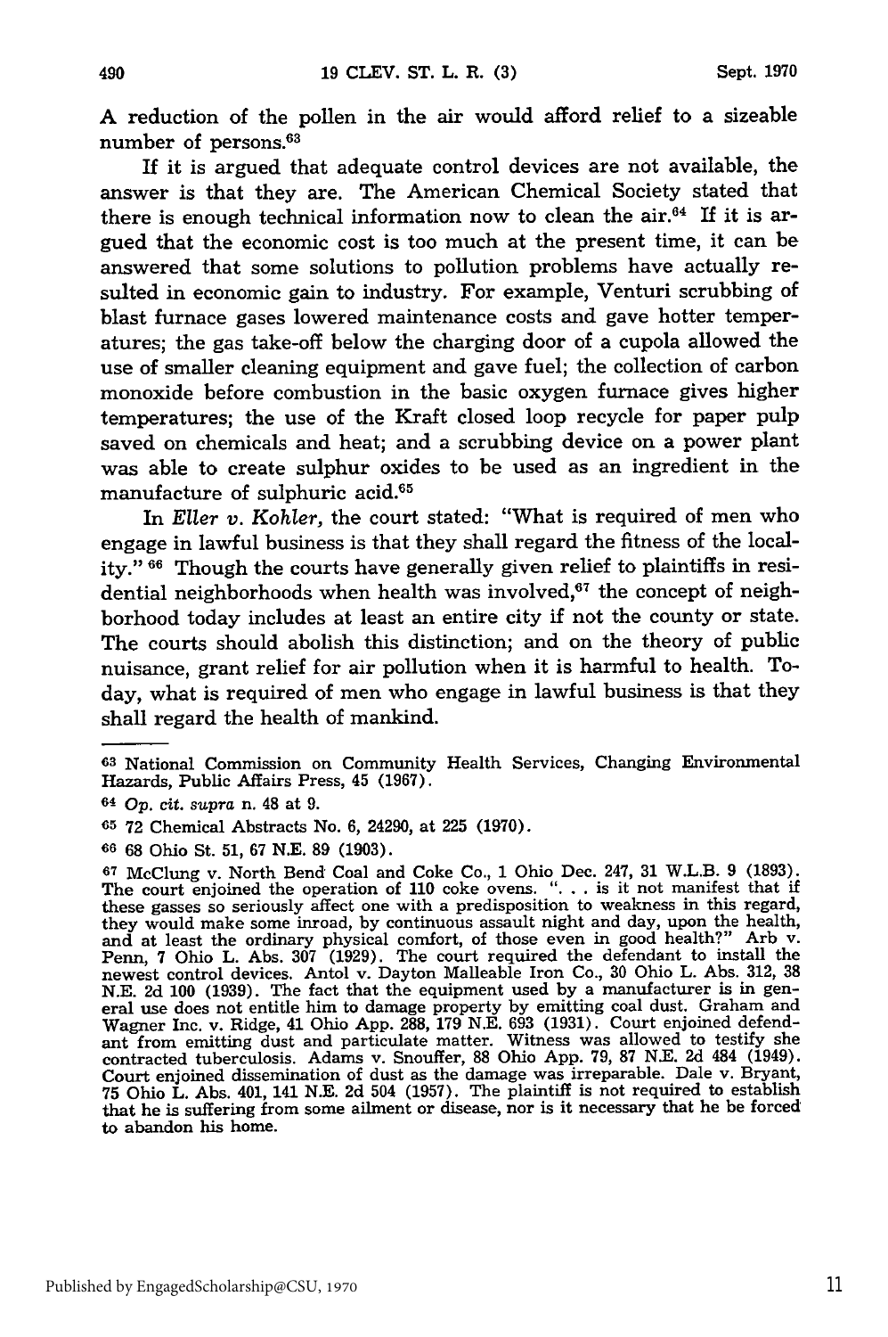A reduction of the pollen in the air would afford relief to a sizeable number of persons.[63]

If it is argued that adequate control devices are not available, the answer is that they are. The American Chemical Society stated that there is enough technical information now to clean the air.[64] If it is argued that the economic cost is too much at the present time, it can be answered that some solutions to pollution problems have actually resulted in economic gain to industry. For example, Venturi scrubbing of blast furnace gases lowered maintenance costs and gave hotter temperatures; the gas take-off below the charging door of a cupola allowed the use of smaller cleaning equipment and gave fuel; the collection of carbon monoxide before combustion in the basic oxygen furnace gives higher temperatures; the use of the Kraft closed loop recycle for paper pulp saved on chemicals and heat; and a scrubbing device on a power plant was able to create sulphur oxides to be used as an ingredient in the manufacture of sulphuric acid.[65]

In *Eller v. Kohler*, the court stated: "What is required of men who engage in lawful business is that they shall regard the fitness of the locality." [66] Though the courts have generally given relief to plaintiffs in residential neighborhoods when health was involved,[67] the concept of neighborhood today includes at least an entire city if not the county or state. The courts should abolish this distinction; and on the theory of public nuisance, grant relief for air pollution when it is harmful to health. Today, what is required of men who engage in lawful business is that they shall regard the health of mankind.

---

[63] National Commission on Community Health Services, Changing Environmental Hazards, Public Affairs Press, 45 (1967).

[64] *Op. cit. supra* n. 48 at 9.

[65] 72 Chemical Abstracts No. 6, 24290, at 225 (1970).

[66] 68 Ohio St. 51, 67 N.E. 89 (1903).

[67] McClung v. North Bend Coal and Coke Co., 1 Ohio Dec. 247, 31 W.L.B. 9 (1893). The court enjoined the operation of 110 coke ovens. ". . . is it not manifest that if these gasses so seriously affect one with a predisposition to weakness in this regard, they would make some inroad, by continuous assault night and day, upon the health, and at least the ordinary physical comfort, of those even in good health?" Arb v. Penn, 7 Ohio L. Abs. 307 (1929). The court required the defendant to install the newest control devices. Antol v. Dayton Malleable Iron Co., 30 Ohio L. Abs. 312, 38 N.E. 2d 100 (1939). The fact that the equipment used by a manufacturer is in general use does not entitle him to damage property by emitting coal dust. Graham and Wagner Inc. v. Ridge, 41 Ohio App. 288, 179 N.E. 693 (1931). Court enjoined defendant from emitting dust and particulate matter. Witness was allowed to testify she contracted tuberculosis. Adams v. Snouffer, 88 Ohio App. 79, 87 N.E. 2d 484 (1949). Court enjoined dissemination of dust as the damage was irreparable. Dale v. Bryant, 75 Ohio L. Abs. 401, 141 N.E. 2d 504 (1957). The plaintiff is not required to establish that he is suffering from some ailment or disease, nor is it necessary that he be forced to abandon his home.